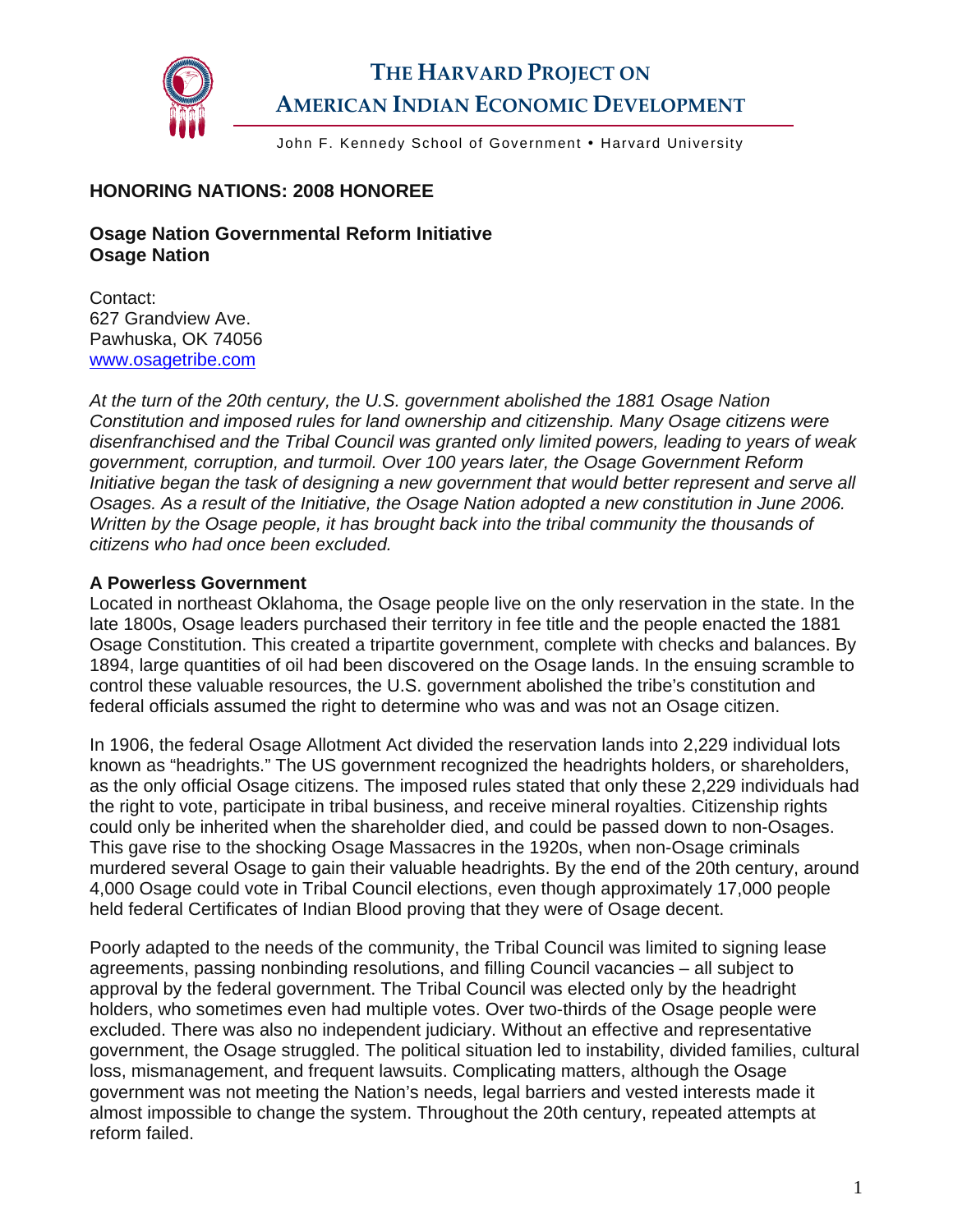# THE HARVARD PROJECT ON AMERICAN INDIAN ECONOMIC DEVELOPMENT

John F. Kennedy School of Government • Harvard University

## HONORING NATIONS: 2008 HONOREE

### Osage Nation Governmental Reform Initiative
### Osage Nation

Contact:
627 Grandview Ave.
Pawhuska, OK 74056
www.osagetribe.com

*At the turn of the 20th century, the U.S. government abolished the 1881 Osage Nation Constitution and imposed rules for land ownership and citizenship. Many Osage citizens were disenfranchised and the Tribal Council was granted only limited powers, leading to years of weak government, corruption, and turmoil. Over 100 years later, the Osage Government Reform Initiative began the task of designing a new government that would better represent and serve all Osages. As a result of the Initiative, the Osage Nation adopted a new constitution in June 2006. Written by the Osage people, it has brought back into the tribal community the thousands of citizens who had once been excluded.*

**A Powerless Government**

Located in northeast Oklahoma, the Osage people live on the only reservation in the state. In the late 1800s, Osage leaders purchased their territory in fee title and the people enacted the 1881 Osage Constitution. This created a tripartite government, complete with checks and balances. By 1894, large quantities of oil had been discovered on the Osage lands. In the ensuing scramble to control these valuable resources, the U.S. government abolished the tribe's constitution and federal officials assumed the right to determine who was and was not an Osage citizen.

In 1906, the federal Osage Allotment Act divided the reservation lands into 2,229 individual lots known as "headrights." The US government recognized the headrights holders, or shareholders, as the only official Osage citizens. The imposed rules stated that only these 2,229 individuals had the right to vote, participate in tribal business, and receive mineral royalties. Citizenship rights could only be inherited when the shareholder died, and could be passed down to non-Osages. This gave rise to the shocking Osage Massacres in the 1920s, when non-Osage criminals murdered several Osage to gain their valuable headrights. By the end of the 20th century, around 4,000 Osage could vote in Tribal Council elections, even though approximately 17,000 people held federal Certificates of Indian Blood proving that they were of Osage decent.

Poorly adapted to the needs of the community, the Tribal Council was limited to signing lease agreements, passing nonbinding resolutions, and filling Council vacancies – all subject to approval by the federal government. The Tribal Council was elected only by the headright holders, who sometimes even had multiple votes. Over two-thirds of the Osage people were excluded. There was also no independent judiciary. Without an effective and representative government, the Osage struggled. The political situation led to instability, divided families, cultural loss, mismanagement, and frequent lawsuits. Complicating matters, although the Osage government was not meeting the Nation's needs, legal barriers and vested interests made it almost impossible to change the system. Throughout the 20th century, repeated attempts at reform failed.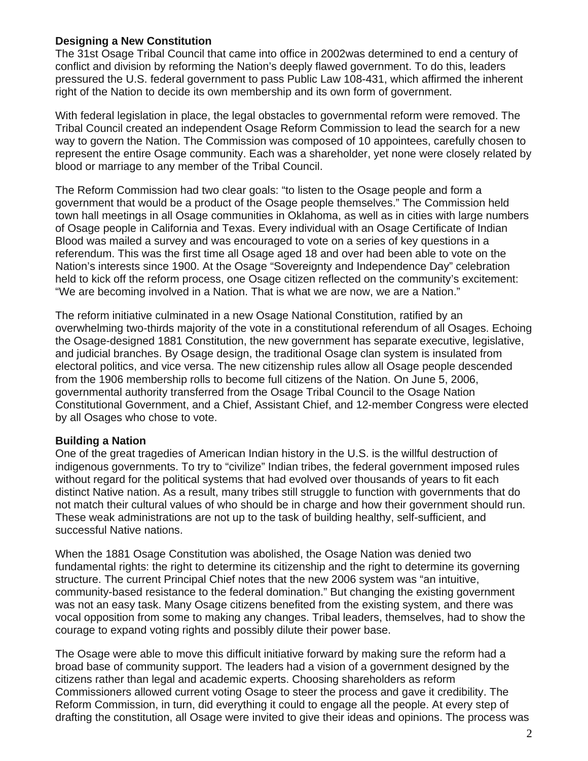### Designing a New Constitution

The 31st Osage Tribal Council that came into office in 2002was determined to end a century of conflict and division by reforming the Nation's deeply flawed government. To do this, leaders pressured the U.S. federal government to pass Public Law 108-431, which affirmed the inherent right of the Nation to decide its own membership and its own form of government.

With federal legislation in place, the legal obstacles to governmental reform were removed. The Tribal Council created an independent Osage Reform Commission to lead the search for a new way to govern the Nation. The Commission was composed of 10 appointees, carefully chosen to represent the entire Osage community. Each was a shareholder, yet none were closely related by blood or marriage to any member of the Tribal Council.

The Reform Commission had two clear goals: "to listen to the Osage people and form a government that would be a product of the Osage people themselves." The Commission held town hall meetings in all Osage communities in Oklahoma, as well as in cities with large numbers of Osage people in California and Texas. Every individual with an Osage Certificate of Indian Blood was mailed a survey and was encouraged to vote on a series of key questions in a referendum. This was the first time all Osage aged 18 and over had been able to vote on the Nation's interests since 1900. At the Osage "Sovereignty and Independence Day" celebration held to kick off the reform process, one Osage citizen reflected on the community's excitement: "We are becoming involved in a Nation. That is what we are now, we are a Nation."

The reform initiative culminated in a new Osage National Constitution, ratified by an overwhelming two-thirds majority of the vote in a constitutional referendum of all Osages. Echoing the Osage-designed 1881 Constitution, the new government has separate executive, legislative, and judicial branches. By Osage design, the traditional Osage clan system is insulated from electoral politics, and vice versa. The new citizenship rules allow all Osage people descended from the 1906 membership rolls to become full citizens of the Nation. On June 5, 2006, governmental authority transferred from the Osage Tribal Council to the Osage Nation Constitutional Government, and a Chief, Assistant Chief, and 12-member Congress were elected by all Osages who chose to vote.

### Building a Nation

One of the great tragedies of American Indian history in the U.S. is the willful destruction of indigenous governments. To try to "civilize" Indian tribes, the federal government imposed rules without regard for the political systems that had evolved over thousands of years to fit each distinct Native nation. As a result, many tribes still struggle to function with governments that do not match their cultural values of who should be in charge and how their government should run. These weak administrations are not up to the task of building healthy, self-sufficient, and successful Native nations.

When the 1881 Osage Constitution was abolished, the Osage Nation was denied two fundamental rights: the right to determine its citizenship and the right to determine its governing structure. The current Principal Chief notes that the new 2006 system was "an intuitive, community-based resistance to the federal domination." But changing the existing government was not an easy task. Many Osage citizens benefited from the existing system, and there was vocal opposition from some to making any changes. Tribal leaders, themselves, had to show the courage to expand voting rights and possibly dilute their power base.

The Osage were able to move this difficult initiative forward by making sure the reform had a broad base of community support. The leaders had a vision of a government designed by the citizens rather than legal and academic experts. Choosing shareholders as reform Commissioners allowed current voting Osage to steer the process and gave it credibility. The Reform Commission, in turn, did everything it could to engage all the people. At every step of drafting the constitution, all Osage were invited to give their ideas and opinions. The process was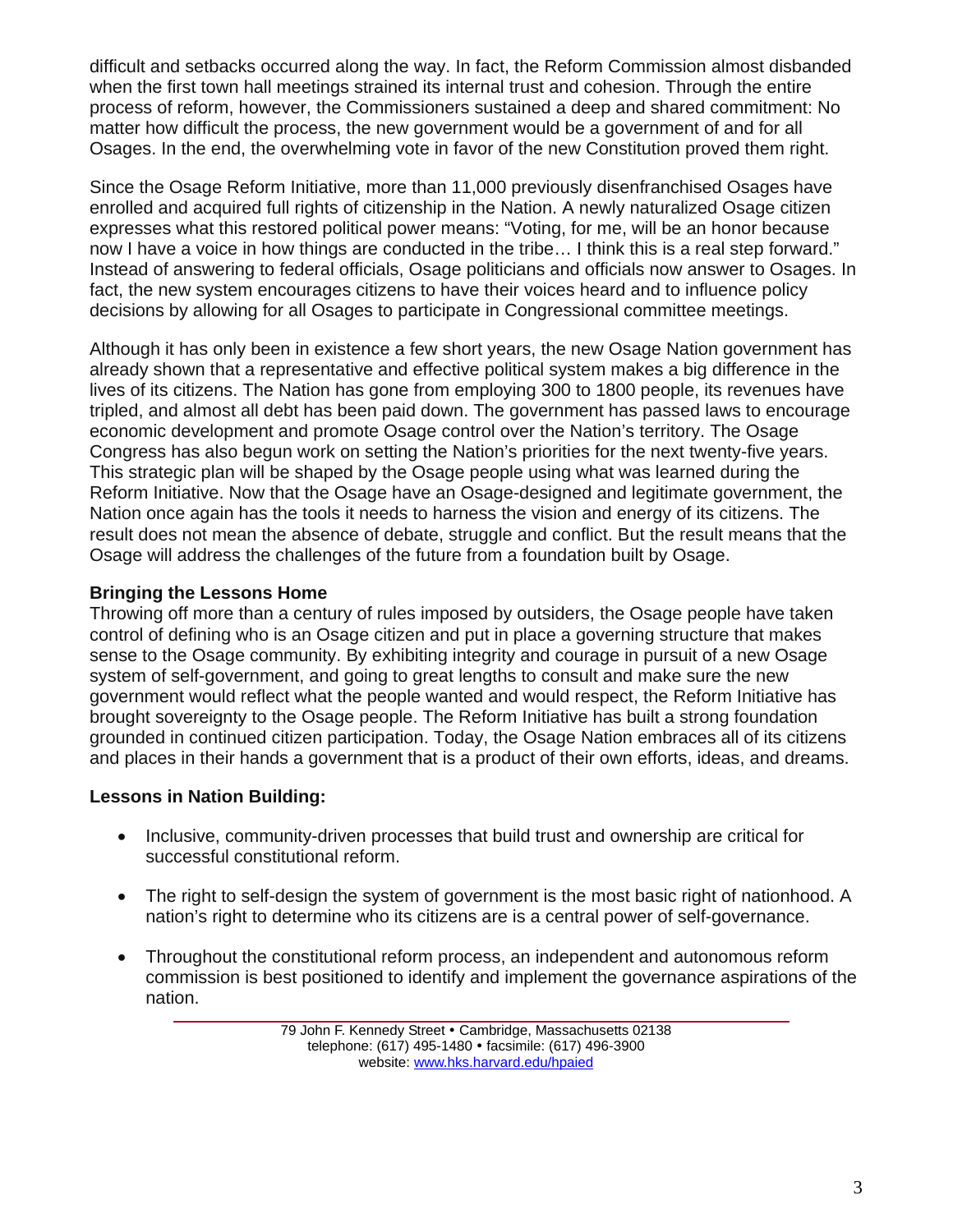difficult and setbacks occurred along the way. In fact, the Reform Commission almost disbanded when the first town hall meetings strained its internal trust and cohesion. Through the entire process of reform, however, the Commissioners sustained a deep and shared commitment: No matter how difficult the process, the new government would be a government of and for all Osages. In the end, the overwhelming vote in favor of the new Constitution proved them right.

Since the Osage Reform Initiative, more than 11,000 previously disenfranchised Osages have enrolled and acquired full rights of citizenship in the Nation. A newly naturalized Osage citizen expresses what this restored political power means: "Voting, for me, will be an honor because now I have a voice in how things are conducted in the tribe… I think this is a real step forward." Instead of answering to federal officials, Osage politicians and officials now answer to Osages. In fact, the new system encourages citizens to have their voices heard and to influence policy decisions by allowing for all Osages to participate in Congressional committee meetings.

Although it has only been in existence a few short years, the new Osage Nation government has already shown that a representative and effective political system makes a big difference in the lives of its citizens. The Nation has gone from employing 300 to 1800 people, its revenues have tripled, and almost all debt has been paid down. The government has passed laws to encourage economic development and promote Osage control over the Nation's territory. The Osage Congress has also begun work on setting the Nation's priorities for the next twenty-five years. This strategic plan will be shaped by the Osage people using what was learned during the Reform Initiative. Now that the Osage have an Osage-designed and legitimate government, the Nation once again has the tools it needs to harness the vision and energy of its citizens. The result does not mean the absence of debate, struggle and conflict. But the result means that the Osage will address the challenges of the future from a foundation built by Osage.

**Bringing the Lessons Home**

Throwing off more than a century of rules imposed by outsiders, the Osage people have taken control of defining who is an Osage citizen and put in place a governing structure that makes sense to the Osage community. By exhibiting integrity and courage in pursuit of a new Osage system of self-government, and going to great lengths to consult and make sure the new government would reflect what the people wanted and would respect, the Reform Initiative has brought sovereignty to the Osage people. The Reform Initiative has built a strong foundation grounded in continued citizen participation. Today, the Osage Nation embraces all of its citizens and places in their hands a government that is a product of their own efforts, ideas, and dreams.

**Lessons in Nation Building:**

- Inclusive, community-driven processes that build trust and ownership are critical for successful constitutional reform.
- The right to self-design the system of government is the most basic right of nationhood. A nation's right to determine who its citizens are is a central power of self-governance.
- Throughout the constitutional reform process, an independent and autonomous reform commission is best positioned to identify and implement the governance aspirations of the nation.

79 John F. Kennedy Street • Cambridge, Massachusetts 02138
telephone: (617) 495-1480 • facsimile: (617) 496-3900
website: www.hks.harvard.edu/hpaied